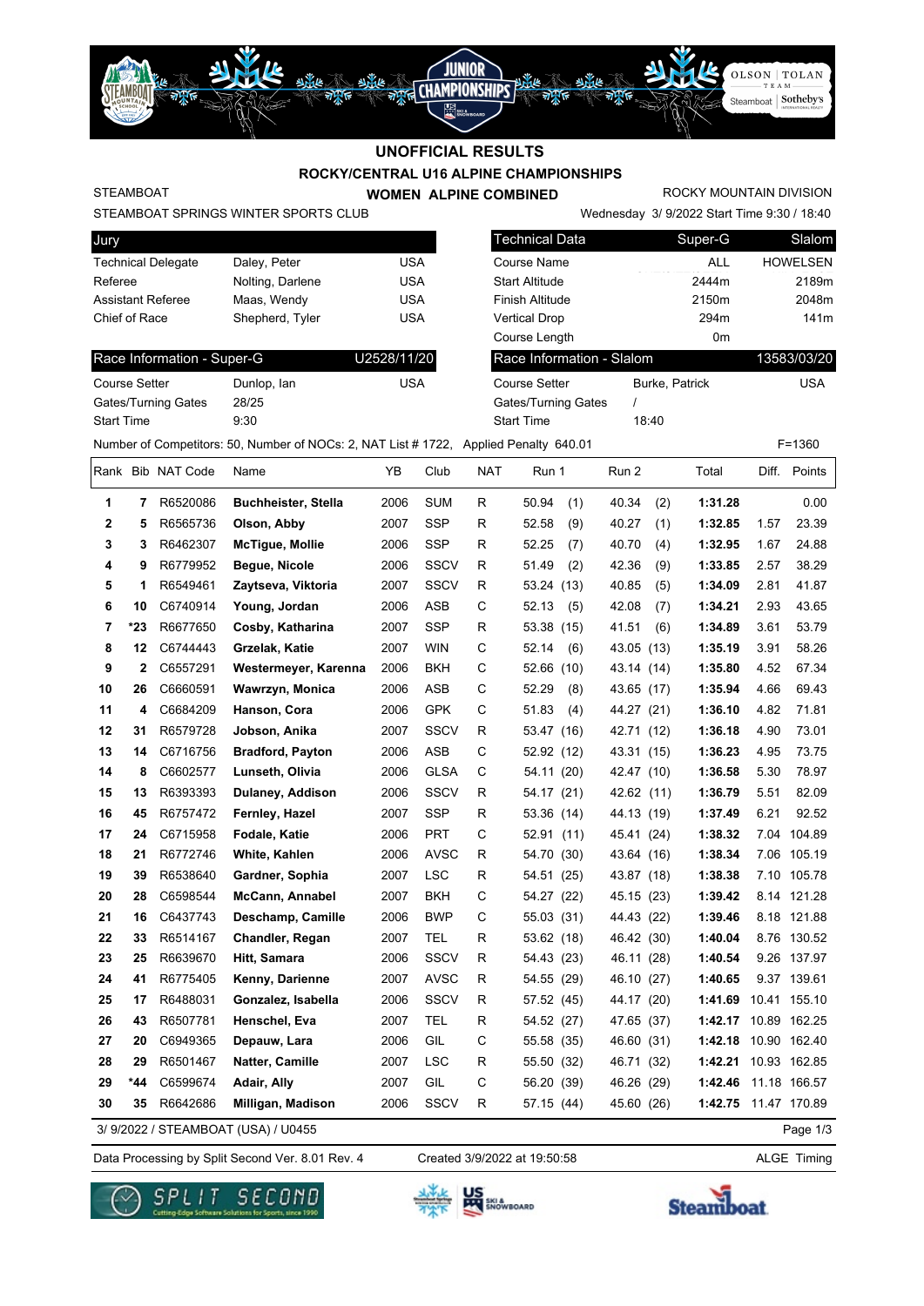# UNOFFICIAL RESULTS

## ROCKY/CENTRAL U16 ALPINE CHAMPIONSHIPS

STEAMBOAT | **WOMEN ALPINE COMBINED** | ROCKY MOUNTAIN DIVISION

STEAMBOAT SPRINGS WINTER SPORTS CLUB | Wednesday 3/ 9/2022 Start Time 9:30 / 18:40

| Jury | | |
|---|---|---|
| Technical Delegate | Daley, Peter | USA |
| Referee | Nolting, Darlene | USA |
| Assistant Referee | Maas, Wendy | USA |
| Chief of Race | Shepherd, Tyler | USA |

| Technical Data | Super-G | Slalom |
|---|---|---|
| Course Name | ALL | HOWELSEN |
| Start Altitude | 2444m | 2189m |
| Finish Altitude | 2150m | 2048m |
| Vertical Drop | 294m | 141m |
| Course Length | 0m | |

| Race Information - Super-G | U2528/11/20 | |
|---|---|---|
| Course Setter | Dunlop, Ian | USA |
| Gates/Turning Gates | 28/25 | |
| Start Time | 9:30 | |

| Race Information - Slalom | 13583/03/20 | |
|---|---|---|
| Course Setter | Burke, Patrick | USA |
| Gates/Turning Gates | / | |
| Start Time | 18:40 | |

Number of Competitors: 50, Number of NOCs: 2, NAT List # 1722, Applied Penalty 640.01 F=1360

| Rank | Bib | NAT Code | Name | YB | Club | NAT | Run 1 | Run 2 | Total | Diff. | Points |
|---|---|---|---|---|---|---|---|---|---|---|---|
| 1 | 7 | R6520086 | **Buchheister, Stella** | 2006 | SUM | R | 50.94 (1) | 40.34 (2) | **1:31.28** | | 0.00 |
| 2 | 5 | R6565736 | **Olson, Abby** | 2007 | SSP | R | 52.58 (9) | 40.27 (1) | **1:32.85** | 1.57 | 23.39 |
| 3 | 3 | R6462307 | **McTigue, Mollie** | 2006 | SSP | R | 52.25 (7) | 40.70 (4) | **1:32.95** | 1.67 | 24.88 |
| 4 | 9 | R6779952 | **Begue, Nicole** | 2006 | SSCV | R | 51.49 (2) | 42.36 (9) | **1:33.85** | 2.57 | 38.29 |
| 5 | 1 | R6549461 | **Zaytseva, Viktoria** | 2007 | SSCV | R | 53.24 (13) | 40.85 (5) | **1:34.09** | 2.81 | 41.87 |
| 6 | 10 | C6740914 | **Young, Jordan** | 2006 | ASB | C | 52.13 (5) | 42.08 (7) | **1:34.21** | 2.93 | 43.65 |
| 7 | *23 | R6677650 | **Cosby, Katharina** | 2007 | SSP | R | 53.38 (15) | 41.51 (6) | **1:34.89** | 3.61 | 53.79 |
| 8 | 12 | C6744443 | **Grzelak, Katie** | 2007 | WIN | C | 52.14 (6) | 43.05 (13) | **1:35.19** | 3.91 | 58.26 |
| 9 | 2 | C6557291 | **Westermeyer, Karenna** | 2006 | BKH | C | 52.66 (10) | 43.14 (14) | **1:35.80** | 4.52 | 67.34 |
| 10 | 26 | C6660591 | **Wawrzyn, Monica** | 2006 | ASB | C | 52.29 (8) | 43.65 (17) | **1:35.94** | 4.66 | 69.43 |
| 11 | 4 | C6684209 | **Hanson, Cora** | 2006 | GPK | C | 51.83 (4) | 44.27 (21) | **1:36.10** | 4.82 | 71.81 |
| 12 | 31 | R6579728 | **Jobson, Anika** | 2007 | SSCV | R | 53.47 (16) | 42.71 (12) | **1:36.18** | 4.90 | 73.01 |
| 13 | 14 | C6716756 | **Bradford, Payton** | 2006 | ASB | C | 52.92 (12) | 43.31 (15) | **1:36.23** | 4.95 | 73.75 |
| 14 | 8 | C6602577 | **Lunseth, Olivia** | 2006 | GLSA | C | 54.11 (20) | 42.47 (10) | **1:36.58** | 5.30 | 78.97 |
| 15 | 13 | R6393393 | **Dulaney, Addison** | 2006 | SSCV | R | 54.17 (21) | 42.62 (11) | **1:36.79** | 5.51 | 82.09 |
| 16 | 45 | R6757472 | **Fernley, Hazel** | 2007 | SSP | R | 53.36 (14) | 44.13 (19) | **1:37.49** | 6.21 | 92.52 |
| 17 | 24 | C6715958 | **Fodale, Katie** | 2006 | PRT | C | 52.91 (11) | 45.41 (24) | **1:38.32** | 7.04 | 104.89 |
| 18 | 21 | R6772746 | **White, Kahlen** | 2006 | AVSC | R | 54.70 (30) | 43.64 (16) | **1:38.34** | 7.06 | 105.19 |
| 19 | 39 | R6538640 | **Gardner, Sophia** | 2007 | LSC | R | 54.51 (25) | 43.87 (18) | **1:38.38** | 7.10 | 105.78 |
| 20 | 28 | C6598544 | **McCann, Annabel** | 2007 | BKH | C | 54.27 (22) | 45.15 (23) | **1:39.42** | 8.14 | 121.28 |
| 21 | 16 | C6437743 | **Deschamp, Camille** | 2006 | BWP | C | 55.03 (31) | 44.43 (22) | **1:39.46** | 8.18 | 121.88 |
| 22 | 33 | R6514167 | **Chandler, Regan** | 2007 | TEL | R | 53.62 (18) | 46.42 (30) | **1:40.04** | 8.76 | 130.52 |
| 23 | 25 | R6639670 | **Hitt, Samara** | 2006 | SSCV | R | 54.43 (23) | 46.11 (28) | **1:40.54** | 9.26 | 137.97 |
| 24 | 41 | R6775405 | **Kenny, Darienne** | 2007 | AVSC | R | 54.55 (29) | 46.10 (27) | **1:40.65** | 9.37 | 139.61 |
| 25 | 17 | R6488031 | **Gonzalez, Isabella** | 2006 | SSCV | R | 57.52 (45) | 44.17 (20) | **1:41.69** | 10.41 | 155.10 |
| 26 | 43 | R6507781 | **Henschel, Eva** | 2007 | TEL | R | 54.52 (27) | 47.65 (37) | **1:42.17** | 10.89 | 162.25 |
| 27 | 20 | C6949365 | **Depauw, Lara** | 2006 | GIL | C | 55.58 (35) | 46.60 (31) | **1:42.18** | 10.90 | 162.40 |
| 28 | 29 | R6501467 | **Natter, Camille** | 2007 | LSC | R | 55.50 (32) | 46.71 (32) | **1:42.21** | 10.93 | 162.85 |
| 29 | *44 | C6599674 | **Adair, Ally** | 2007 | GIL | C | 56.20 (39) | 46.26 (29) | **1:42.46** | 11.18 | 166.57 |
| 30 | 35 | R6642686 | **Milligan, Madison** | 2006 | SSCV | R | 57.15 (44) | 45.60 (26) | **1:42.75** | 11.47 | 170.89 |

3/ 9/2022 / STEAMBOAT (USA) / U0455

Data Processing by Split Second Ver. 8.01 Rev. 4 | Created 3/9/2022 at 19:50:58 | ALGE Timing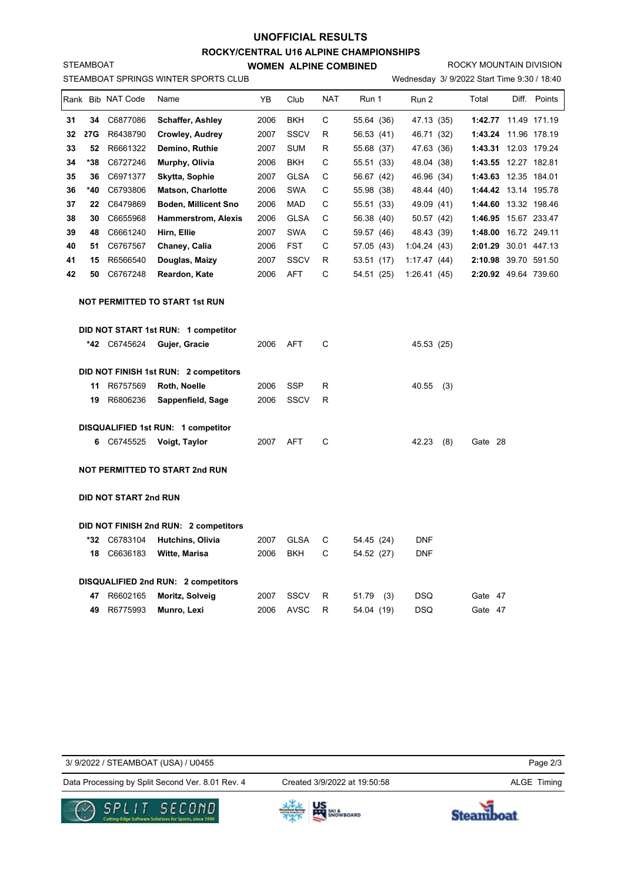# UNOFFICIAL RESULTS

## ROCKY/CENTRAL U16 ALPINE CHAMPIONSHIPS

STEAMBOAT

STEAMBOAT SPRINGS WINTER SPORTS CLUB

### WOMEN ALPINE COMBINED

ROCKY MOUNTAIN DIVISION

Wednesday 3/ 9/2022 Start Time 9:30 / 18:40

| Rank | Bib | NAT Code | Name | YB | Club | NAT | Run 1 | Run 2 | Total | Diff. | Points |
|---|---|---|---|---|---|---|---|---|---|---|---|
| 31 | 34 | C6877086 | **Schaffer, Ashley** | 2006 | BKH | C | 55.64 (36) | 47.13 (35) | **1:42.77** | 11.49 | 171.19 |
| 32 | 27G | R6438790 | **Crowley, Audrey** | 2007 | SSCV | R | 56.53 (41) | 46.71 (32) | **1:43.24** | 11.96 | 178.19 |
| 33 | 52 | R6661322 | **Demino, Ruthie** | 2007 | SUM | R | 55.68 (37) | 47.63 (36) | **1:43.31** | 12.03 | 179.24 |
| 34 | *38 | C6727246 | **Murphy, Olivia** | 2006 | BKH | C | 55.51 (33) | 48.04 (38) | **1:43.55** | 12.27 | 182.81 |
| 35 | 36 | C6971377 | **Skytta, Sophie** | 2007 | GLSA | C | 56.67 (42) | 46.96 (34) | **1:43.63** | 12.35 | 184.01 |
| 36 | *40 | C6793806 | **Matson, Charlotte** | 2006 | SWA | C | 55.98 (38) | 48.44 (40) | **1:44.42** | 13.14 | 195.78 |
| 37 | 22 | C6479869 | **Boden, Millicent Sno** | 2006 | MAD | C | 55.51 (33) | 49.09 (41) | **1:44.60** | 13.32 | 198.46 |
| 38 | 30 | C6655968 | **Hammerstrom, Alexis** | 2006 | GLSA | C | 56.38 (40) | 50.57 (42) | **1:46.95** | 15.67 | 233.47 |
| 39 | 48 | C6661240 | **Hirn, Ellie** | 2007 | SWA | C | 59.57 (46) | 48.43 (39) | **1:48.00** | 16.72 | 249.11 |
| 40 | 51 | C6767567 | **Chaney, Calia** | 2006 | FST | C | 57.05 (43) | 1:04.24 (43) | **2:01.29** | 30.01 | 447.13 |
| 41 | 15 | R6566540 | **Douglas, Maizy** | 2007 | SSCV | R | 53.51 (17) | 1:17.47 (44) | **2:10.98** | 39.70 | 591.50 |
| 42 | 50 | C6767248 | **Reardon, Kate** | 2006 | AFT | C | 54.51 (25) | 1:26.41 (45) | **2:20.92** | 49.64 | 739.60 |

**NOT PERMITTED TO START 1st RUN**

**DID NOT START 1st RUN: 1 competitor**

| Bib | NAT Code | Name | YB | Club | NAT | Run 1 | Run 2 | Total |
|---|---|---|---|---|---|---|---|---|
| *42 | C6745624 | **Gujer, Gracie** | 2006 | AFT | C | | 45.53 (25) | |

**DID NOT FINISH 1st RUN: 2 competitors**

| Bib | NAT Code | Name | YB | Club | NAT | Run 1 | Run 2 | Total |
|---|---|---|---|---|---|---|---|---|
| 11 | R6757569 | **Roth, Noelle** | 2006 | SSP | R | | 40.55 (3) | |
| 19 | R6806236 | **Sappenfield, Sage** | 2006 | SSCV | R | | | |

**DISQUALIFIED 1st RUN: 1 competitor**

| Bib | NAT Code | Name | YB | Club | NAT | Run 1 | Run 2 | Total |
|---|---|---|---|---|---|---|---|---|
| 6 | C6745525 | **Voigt, Taylor** | 2007 | AFT | C | | 42.23 (8) | Gate 28 |

**NOT PERMITTED TO START 2nd RUN**

**DID NOT START 2nd RUN**

**DID NOT FINISH 2nd RUN: 2 competitors**

| Bib | NAT Code | Name | YB | Club | NAT | Run 1 | Run 2 | Total |
|---|---|---|---|---|---|---|---|---|
| *32 | C6783104 | **Hutchins, Olivia** | 2007 | GLSA | C | 54.45 (24) | DNF | |
| 18 | C6636183 | **Witte, Marisa** | 2006 | BKH | C | 54.52 (27) | DNF | |

**DISQUALIFIED 2nd RUN: 2 competitors**

| Bib | NAT Code | Name | YB | Club | NAT | Run 1 | Run 2 | Total |
|---|---|---|---|---|---|---|---|---|
| 47 | R6602165 | **Moritz, Solveig** | 2007 | SSCV | R | 51.79 (3) | DSQ | Gate 47 |
| 49 | R6775993 | **Munro, Lexi** | 2006 | AVSC | R | 54.04 (19) | DSQ | Gate 47 |

3/ 9/2022 / STEAMBOAT (USA) / U0455

Data Processing by Split Second Ver. 8.01 Rev. 4 — Created 3/9/2022 at 19:50:58 — ALGE Timing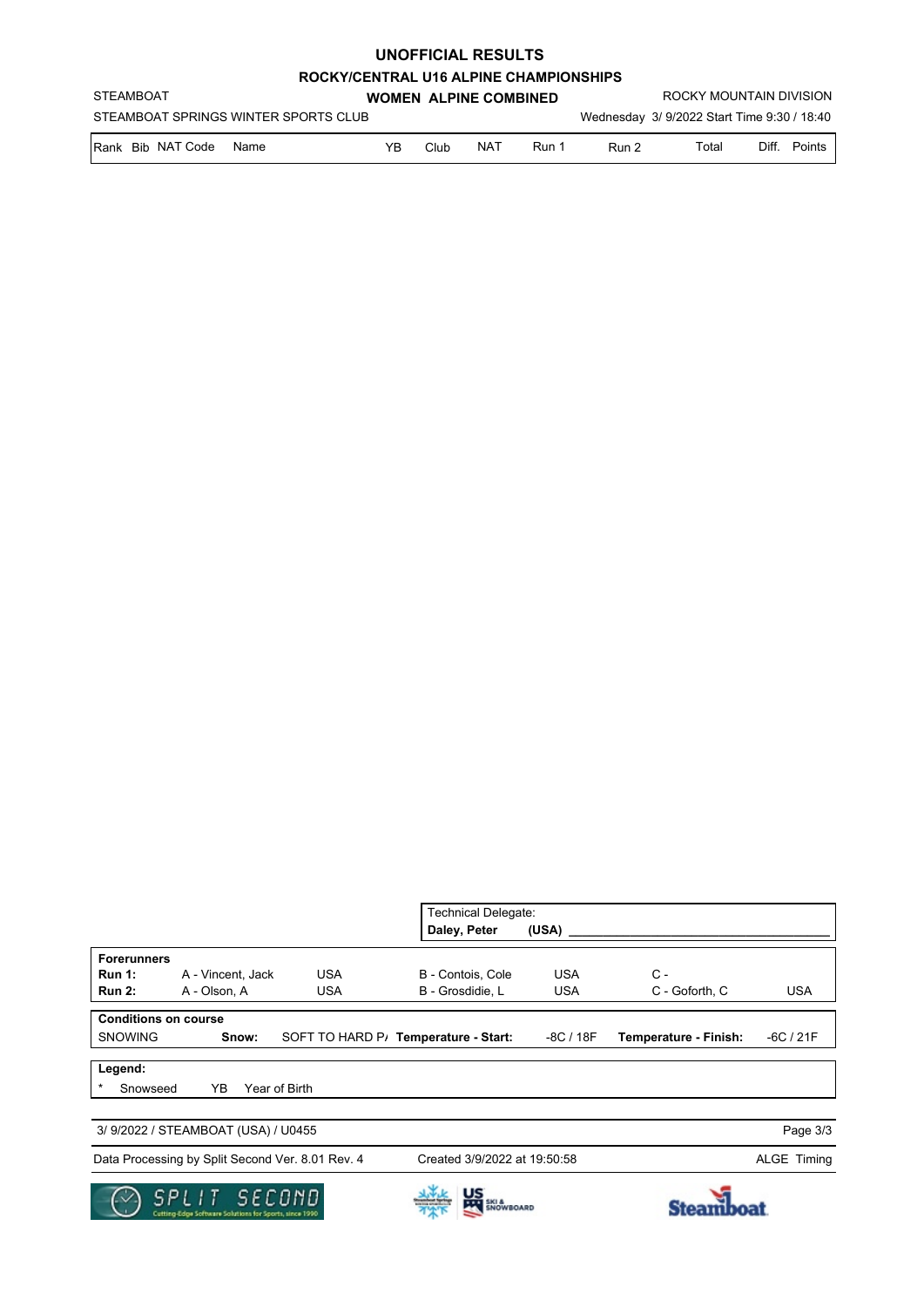# UNOFFICIAL RESULTS

## ROCKY/CENTRAL U16 ALPINE CHAMPIONSHIPS

STEAMBOAT

**WOMEN ALPINE COMBINED**

ROCKY MOUNTAIN DIVISION

STEAMBOAT SPRINGS WINTER SPORTS CLUB

Wednesday 3/ 9/2022 Start Time 9:30 / 18:40

| Rank | Bib | NAT Code | Name | YB | Club | NAT | Run 1 | Run 2 | Total | Diff. | Points |
|---|---|---|---|---|---|---|---|---|---|---|---|

Technical Delegate:
**Daley, Peter** **(USA)**

| **Forerunners** | | | | | | |
|---|---|---|---|---|---|---|
| **Run 1:** | A - Vincent, Jack | USA | B - Contois, Cole | USA | C - | |
| **Run 2:** | A - Olson, A | USA | B - Grosdidie, L | USA | C - Goforth, C | USA |

| **Conditions on course** | | | | | | |
|---|---|---|---|---|---|---|
| SNOWING | **Snow:** | SOFT TO HARD P/ | **Temperature - Start:** | -8C / 18F | **Temperature - Finish:** | -6C / 21F |

**Legend:**

\* Snowseed  YB Year of Birth

3/ 9/2022 / STEAMBOAT (USA) / U0455

Data Processing by Split Second Ver. 8.01 Rev. 4 Created 3/9/2022 at 19:50:58 ALGE Timing